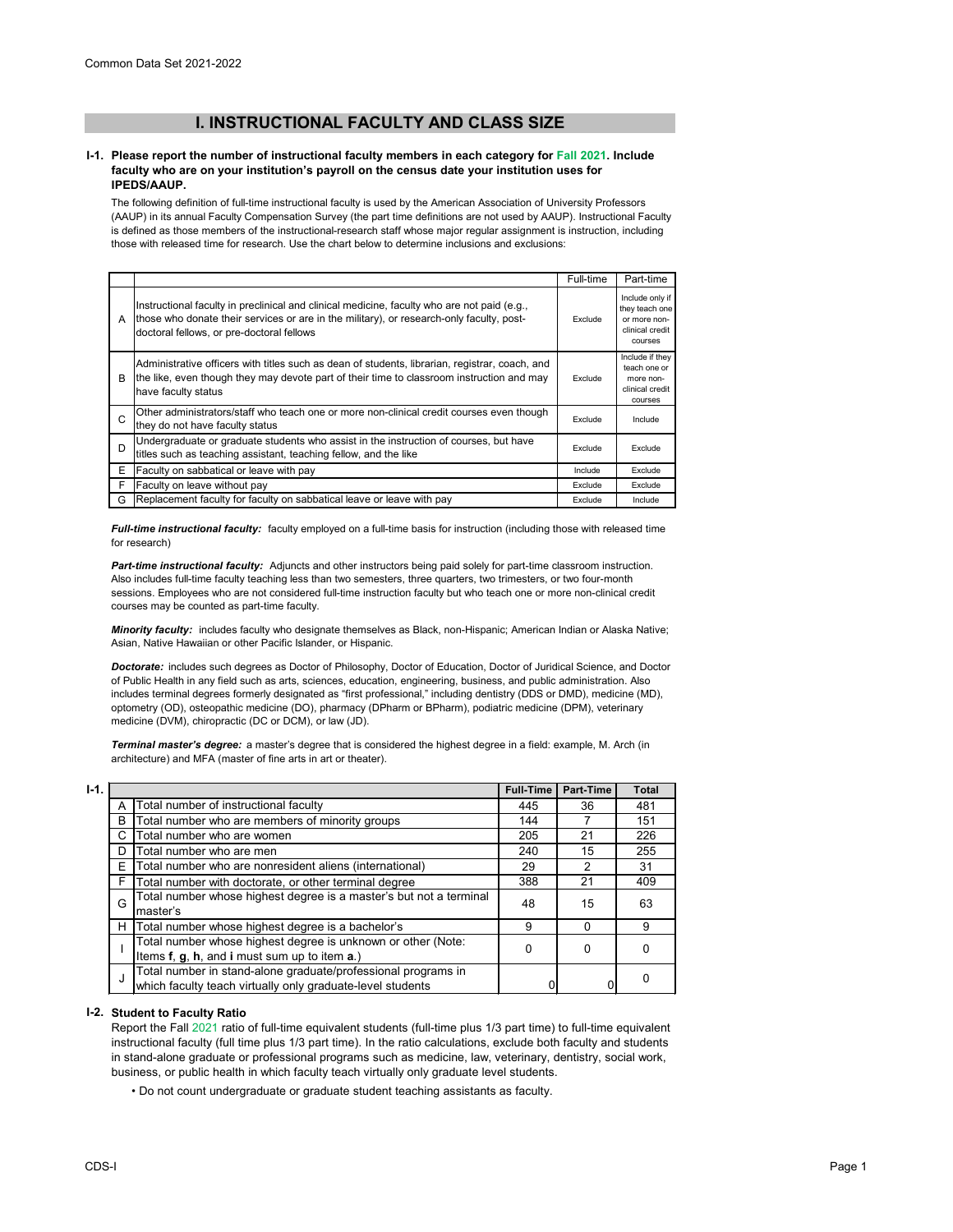# I. INSTRUCTIONAL FACULTY AND CLASS SIZE

**I-1. Please report the number of instructional faculty members in each category for Fall 2021. Include faculty who are on your institution's payroll on the census date your institution uses for IPEDS/AAUP.**

The following definition of full-time instructional faculty is used by the American Association of University Professors (AAUP) in its annual Faculty Compensation Survey (the part time definitions are not used by AAUP). Instructional Faculty is defined as those members of the instructional-research staff whose major regular assignment is instruction, including those with released time for research. Use the chart below to determine inclusions and exclusions:

| | | Full-time | Part-time |
|---|---|---|---|
| A | Instructional faculty in preclinical and clinical medicine, faculty who are not paid (e.g., those who donate their services or are in the military), or research-only faculty, post-doctoral fellows, or pre-doctoral fellows | Exclude | Include only if they teach one or more non-clinical credit courses |
| B | Administrative officers with titles such as dean of students, librarian, registrar, coach, and the like, even though they may devote part of their time to classroom instruction and may have faculty status | Exclude | Include if they teach one or more non-clinical credit courses |
| C | Other administrators/staff who teach one or more non-clinical credit courses even though they do not have faculty status | Exclude | Include |
| D | Undergraduate or graduate students who assist in the instruction of courses, but have titles such as teaching assistant, teaching fellow, and the like | Exclude | Exclude |
| E | Faculty on sabbatical or leave with pay | Include | Exclude |
| F | Faculty on leave without pay | Exclude | Exclude |
| G | Replacement faculty for faculty on sabbatical leave or leave with pay | Exclude | Include |

***Full-time instructional faculty:*** faculty employed on a full-time basis for instruction (including those with released time for research)

***Part-time instructional faculty:*** Adjuncts and other instructors being paid solely for part-time classroom instruction. Also includes full-time faculty teaching less than two semesters, three quarters, two trimesters, or two four-month sessions. Employees who are not considered full-time instruction faculty but who teach one or more non-clinical credit courses may be counted as part-time faculty.

***Minority faculty:*** includes faculty who designate themselves as Black, non-Hispanic; American Indian or Alaska Native; Asian, Native Hawaiian or other Pacific Islander, or Hispanic.

***Doctorate:*** includes such degrees as Doctor of Philosophy, Doctor of Education, Doctor of Juridical Science, and Doctor of Public Health in any field such as arts, sciences, education, engineering, business, and public administration. Also includes terminal degrees formerly designated as "first professional," including dentistry (DDS or DMD), medicine (MD), optometry (OD), osteopathic medicine (DO), pharmacy (DPharm or BPharm), podiatric medicine (DPM), veterinary medicine (DVM), chiropractic (DC or DCM), or law (JD).

***Terminal master's degree:*** a master's degree that is considered the highest degree in a field: example, M. Arch (in architecture) and MFA (master of fine arts in art or theater).

**I-1.**

| | | Full-Time | Part-Time | Total |
|---|---|---|---|---|
| A | Total number of instructional faculty | 445 | 36 | 481 |
| B | Total number who are members of minority groups | 144 | 7 | 151 |
| C | Total number who are women | 205 | 21 | 226 |
| D | Total number who are men | 240 | 15 | 255 |
| E | Total number who are nonresident aliens (international) | 29 | 2 | 31 |
| F | Total number with doctorate, or other terminal degree | 388 | 21 | 409 |
| G | Total number whose highest degree is a master's but not a terminal master's | 48 | 15 | 63 |
| H | Total number whose highest degree is a bachelor's | 9 | 0 | 9 |
| I | Total number whose highest degree is unknown or other (Note: Items **f**, **g**, **h**, and **i** must sum up to item **a**.) | 0 | 0 | 0 |
| J | Total number in stand-alone graduate/professional programs in which faculty teach virtually only graduate-level students | 0 | 0 | 0 |

**I-2. Student to Faculty Ratio**

Report the Fall 2021 ratio of full-time equivalent students (full-time plus 1/3 part time) to full-time equivalent instructional faculty (full time plus 1/3 part time). In the ratio calculations, exclude both faculty and students in stand-alone graduate or professional programs such as medicine, law, veterinary, dentistry, social work, business, or public health in which faculty teach virtually only graduate level students.

- Do not count undergraduate or graduate student teaching assistants as faculty.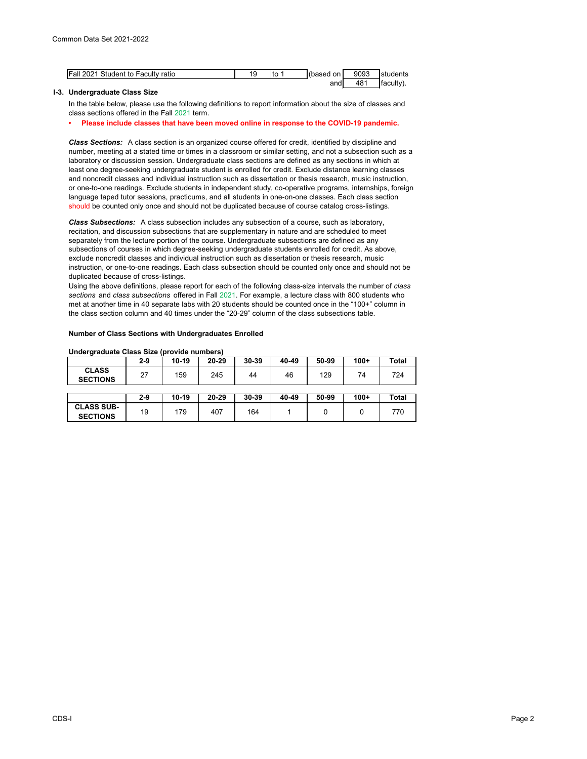| | | | | | | |
|---|---|---|---|---|---|---|
| Fall 2021 Student to Faculty ratio | 19 | to 1 | (based on | 9093 | students |
| | | | and | 481 | faculty). |

### I-3. Undergraduate Class Size

In the table below, please use the following definitions to report information about the size of classes and class sections offered in the Fall 2021 term.

- **Please include classes that have been moved online in response to the COVID-19 pandemic.**

***Class Sections:*** A class section is an organized course offered for credit, identified by discipline and number, meeting at a stated time or times in a classroom or similar setting, and not a subsection such as a laboratory or discussion session. Undergraduate class sections are defined as any sections in which at least one degree-seeking undergraduate student is enrolled for credit. Exclude distance learning classes and noncredit classes and individual instruction such as dissertation or thesis research, music instruction, or one-to-one readings. Exclude students in independent study, co-operative programs, internships, foreign language taped tutor sessions, practicums, and all students in one-on-one classes. Each class section should be counted only once and should not be duplicated because of course catalog cross-listings.

***Class Subsections:*** A class subsection includes any subsection of a course, such as laboratory, recitation, and discussion subsections that are supplementary in nature and are scheduled to meet separately from the lecture portion of the course. Undergraduate subsections are defined as any subsections of courses in which degree-seeking undergraduate students enrolled for credit. As above, exclude noncredit classes and individual instruction such as dissertation or thesis research, music instruction, or one-to-one readings. Each class subsection should be counted only once and should not be duplicated because of cross-listings.

Using the above definitions, please report for each of the following class-size intervals the number of *class sections* and *class subsections* offered in Fall 2021. For example, a lecture class with 800 students who met at another time in 40 separate labs with 20 students should be counted once in the "100+" column in the class section column and 40 times under the "20-29" column of the class subsections table.

**Number of Class Sections with Undergraduates Enrolled**

**Undergraduate Class Size (provide numbers)**

| | 2-9 | 10-19 | 20-29 | 30-39 | 40-49 | 50-99 | 100+ | Total |
|---|---|---|---|---|---|---|---|---|
| **CLASS SECTIONS** | 27 | 159 | 245 | 44 | 46 | 129 | 74 | 724 |

| | 2-9 | 10-19 | 20-29 | 30-39 | 40-49 | 50-99 | 100+ | Total |
|---|---|---|---|---|---|---|---|---|
| **CLASS SUB-SECTIONS** | 19 | 179 | 407 | 164 | 1 | 0 | 0 | 770 |